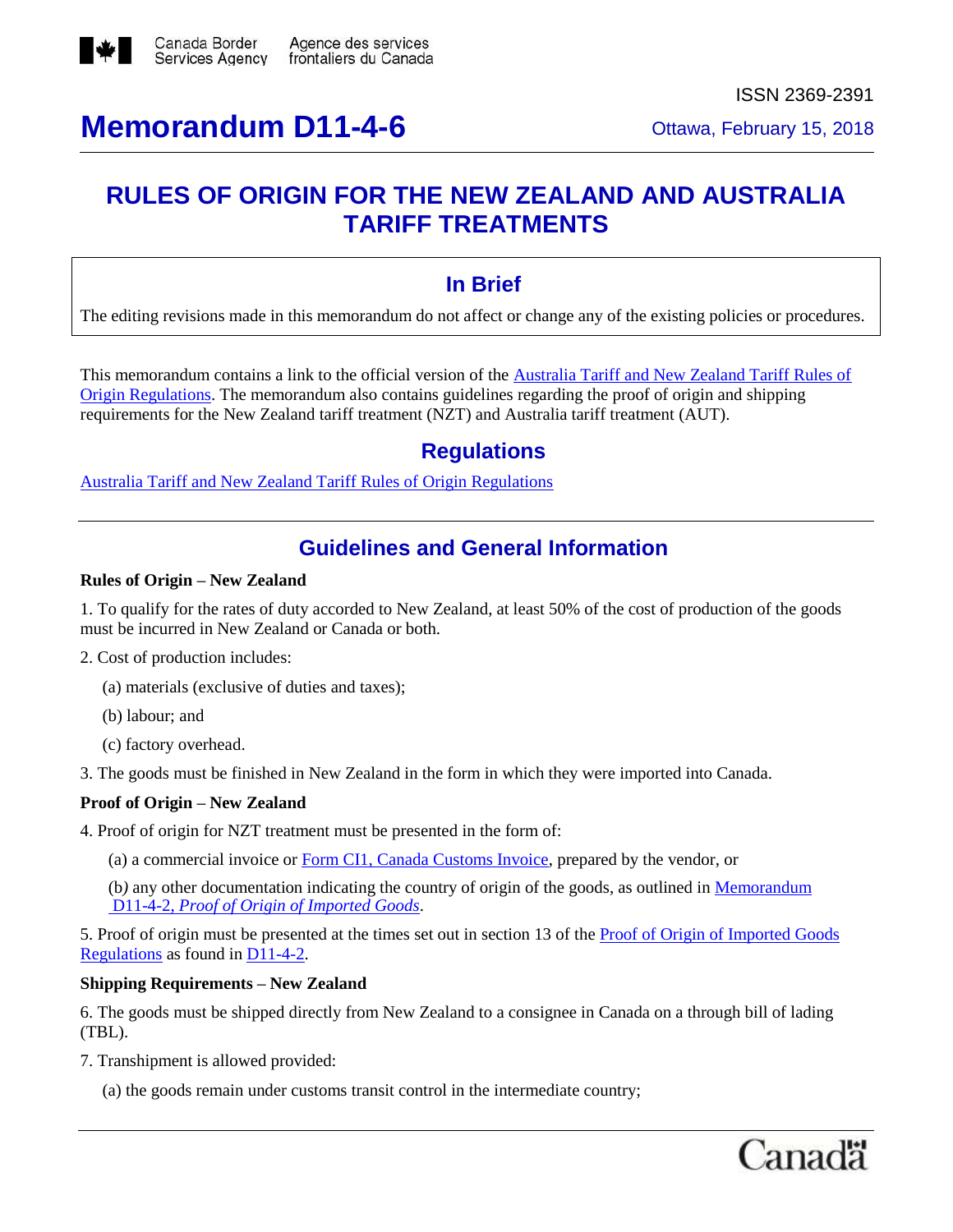Canada Border Services Agency / Agence des services frontaliers du Canada

ISSN 2369-2391

# Memorandum D11-4-6

Ottawa, February 15, 2018

## RULES OF ORIGIN FOR THE NEW ZEALAND AND AUSTRALIA TARIFF TREATMENTS

### In Brief

The editing revisions made in this memorandum do not affect or change any of the existing policies or procedures.

This memorandum contains a link to the official version of the Australia Tariff and New Zealand Tariff Rules of Origin Regulations. The memorandum also contains guidelines regarding the proof of origin and shipping requirements for the New Zealand tariff treatment (NZT) and Australia tariff treatment (AUT).

### Regulations

Australia Tariff and New Zealand Tariff Rules of Origin Regulations

### Guidelines and General Information

**Rules of Origin – New Zealand**

1. To qualify for the rates of duty accorded to New Zealand, at least 50% of the cost of production of the goods must be incurred in New Zealand or Canada or both.

2. Cost of production includes:

   (a) materials (exclusive of duties and taxes);

   (b) labour; and

   (c) factory overhead.

3. The goods must be finished in New Zealand in the form in which they were imported into Canada.

**Proof of Origin – New Zealand**

4. Proof of origin for NZT treatment must be presented in the form of:

   (a) a commercial invoice or Form CI1, Canada Customs Invoice, prepared by the vendor, or

   (b) any other documentation indicating the country of origin of the goods, as outlined in Memorandum D11-4-2, *Proof of Origin of Imported Goods*.

5. Proof of origin must be presented at the times set out in section 13 of the Proof of Origin of Imported Goods Regulations as found in D11-4-2.

**Shipping Requirements – New Zealand**

6. The goods must be shipped directly from New Zealand to a consignee in Canada on a through bill of lading (TBL).

7. Transhipment is allowed provided:

   (a) the goods remain under customs transit control in the intermediate country;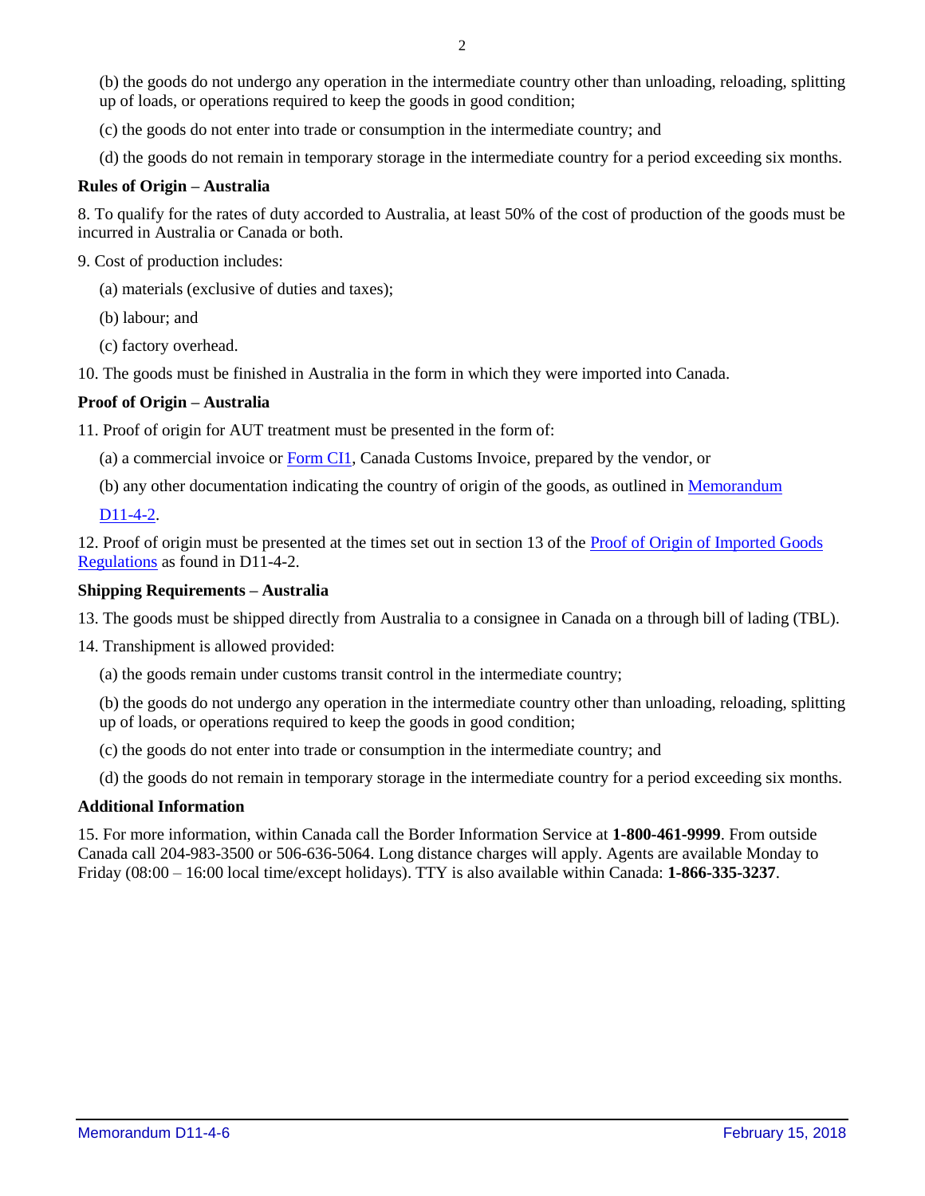(b) the goods do not undergo any operation in the intermediate country other than unloading, reloading, splitting up of loads, or operations required to keep the goods in good condition;

(c) the goods do not enter into trade or consumption in the intermediate country; and

(d) the goods do not remain in temporary storage in the intermediate country for a period exceeding six months.

**Rules of Origin – Australia**

8. To qualify for the rates of duty accorded to Australia, at least 50% of the cost of production of the goods must be incurred in Australia or Canada or both.

9. Cost of production includes:

(a) materials (exclusive of duties and taxes);

(b) labour; and

(c) factory overhead.

10. The goods must be finished in Australia in the form in which they were imported into Canada.

**Proof of Origin – Australia**

11. Proof of origin for AUT treatment must be presented in the form of:

(a) a commercial invoice or Form CI1, Canada Customs Invoice, prepared by the vendor, or

(b) any other documentation indicating the country of origin of the goods, as outlined in Memorandum D11-4-2.

12. Proof of origin must be presented at the times set out in section 13 of the Proof of Origin of Imported Goods Regulations as found in D11-4-2.

**Shipping Requirements – Australia**

13. The goods must be shipped directly from Australia to a consignee in Canada on a through bill of lading (TBL).

14. Transhipment is allowed provided:

(a) the goods remain under customs transit control in the intermediate country;

(b) the goods do not undergo any operation in the intermediate country other than unloading, reloading, splitting up of loads, or operations required to keep the goods in good condition;

(c) the goods do not enter into trade or consumption in the intermediate country; and

(d) the goods do not remain in temporary storage in the intermediate country for a period exceeding six months.

**Additional Information**

15. For more information, within Canada call the Border Information Service at **1-800-461-9999**. From outside Canada call 204-983-3500 or 506-636-5064. Long distance charges will apply. Agents are available Monday to Friday (08:00 – 16:00 local time/except holidays). TTY is also available within Canada: **1-866-335-3237**.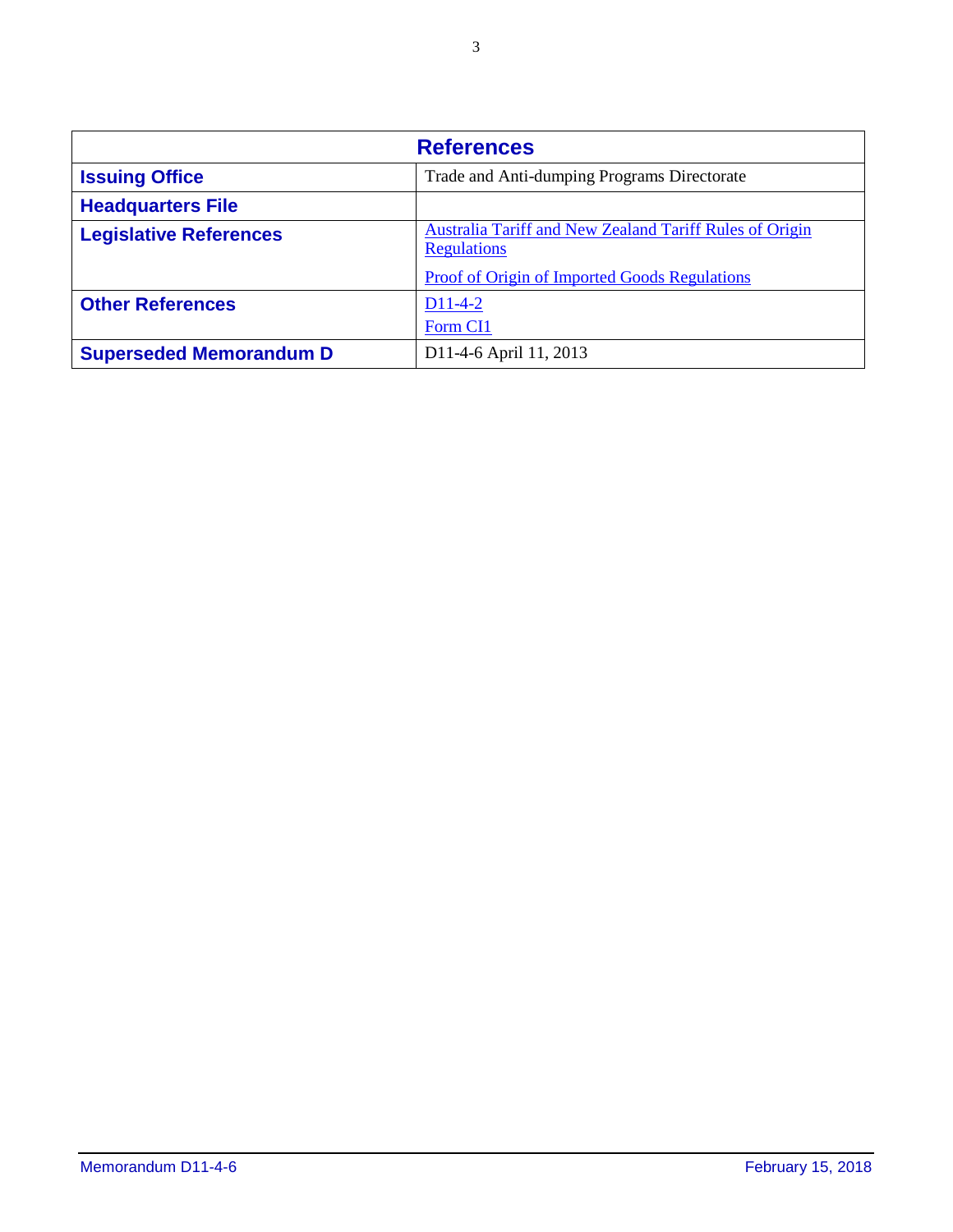| References | |
|---|---|
| **Issuing Office** | Trade and Anti-dumping Programs Directorate |
| **Headquarters File** | |
| **Legislative References** | Australia Tariff and New Zealand Tariff Rules of Origin Regulations<br><br>Proof of Origin of Imported Goods Regulations |
| **Other References** | D11-4-2<br>Form CI1 |
| **Superseded Memorandum D** | D11-4-6 April 11, 2013 |